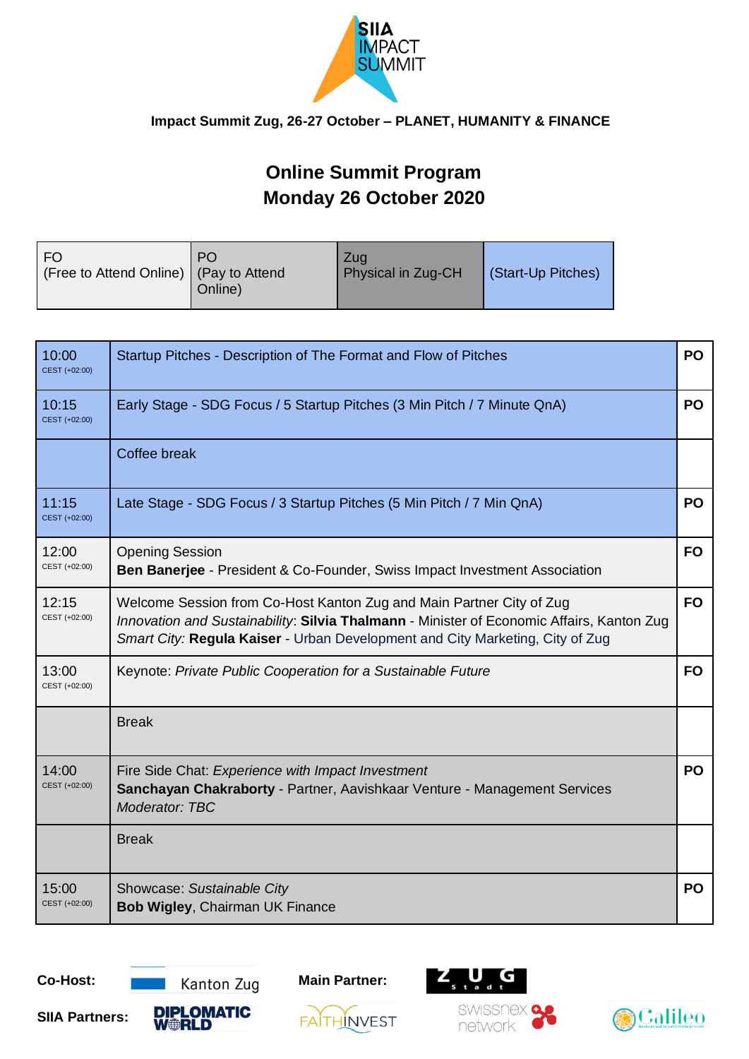SIIA IMPACT SUMMIT

**Impact Summit Zug, 26-27 October – PLANET, HUMANITY & FINANCE**

# Online Summit Program
# Monday 26 October 2020

| FO (Free to Attend Online) | PO (Pay to Attend Online) | Zug Physical in Zug-CH | (Start-Up Pitches) |
|---|---|---|---|

| Time | Session | |
|---|---|---|
| 10:00 CEST (+02:00) | Startup Pitches - Description of The Format and Flow of Pitches | **PO** |
| 10:15 CEST (+02:00) | Early Stage - SDG Focus / 5 Startup Pitches (3 Min Pitch / 7 Minute QnA) | **PO** |
| | Coffee break | |
| 11:15 CEST (+02:00) | Late Stage - SDG Focus / 3 Startup Pitches (5 Min Pitch / 7 Min QnA) | **PO** |
| 12:00 CEST (+02:00) | Opening Session<br>**Ben Banerjee** - President & Co-Founder, Swiss Impact Investment Association | **FO** |
| 12:15 CEST (+02:00) | Welcome Session from Co-Host Kanton Zug and Main Partner City of Zug<br>*Innovation and Sustainability*: **Silvia Thalmann** - Minister of Economic Affairs, Kanton Zug<br>*Smart City:* **Regula Kaiser** - Urban Development and City Marketing, City of Zug | **FO** |
| 13:00 CEST (+02:00) | Keynote: *Private Public Cooperation for a Sustainable Future* | **FO** |
| | Break | |
| 14:00 CEST (+02:00) | Fire Side Chat: *Experience with Impact Investment*<br>**Sanchayan Chakraborty** - Partner, Aavishkaar Venture - Management Services<br>*Moderator: TBC* | **PO** |
| | Break | |
| 15:00 CEST (+02:00) | Showcase: *Sustainable City*<br>**Bob Wigley**, Chairman UK Finance | **PO** |

**Co-Host:** Kanton Zug **Main Partner:** Zug Stadt

**SIIA Partners:** Diplomatic World, FaithInvest, swissnex network, Calileo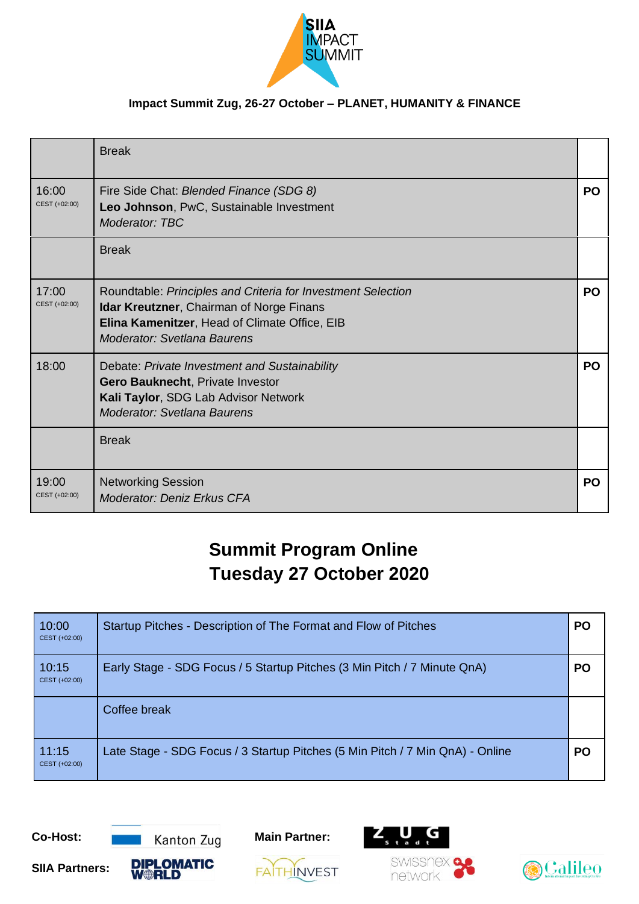**Impact Summit Zug, 26-27 October – PLANET, HUMANITY & FINANCE**

| | | |
|---|---|---|
| | Break | |
| 16:00 CEST (+02:00) | Fire Side Chat: *Blended Finance (SDG 8)*<br>**Leo Johnson**, PwC, Sustainable Investment<br>*Moderator: TBC* | **PO** |
| | Break | |
| 17:00 CEST (+02:00) | Roundtable: *Principles and Criteria for Investment Selection*<br>**Idar Kreutzner**, Chairman of Norge Finans<br>**Elina Kamenitzer**, Head of Climate Office, EIB<br>*Moderator: Svetlana Baurens* | **PO** |
| 18:00 | Debate: *Private Investment and Sustainability*<br>**Gero Bauknecht**, Private Investor<br>**Kali Taylor**, SDG Lab Advisor Network<br>*Moderator: Svetlana Baurens* | **PO** |
| | Break | |
| 19:00 CEST (+02:00) | Networking Session<br>*Moderator: Deniz Erkus CFA* | **PO** |

## Summit Program Online
## Tuesday 27 October 2020

| | | |
|---|---|---|
| 10:00 CEST (+02:00) | Startup Pitches - Description of The Format and Flow of Pitches | **PO** |
| 10:15 CEST (+02:00) | Early Stage - SDG Focus / 5 Startup Pitches (3 Min Pitch / 7 Minute QnA) | **PO** |
| | Coffee break | |
| 11:15 CEST (+02:00) | Late Stage - SDG Focus / 3 Startup Pitches (5 Min Pitch / 7 Min QnA) - Online | **PO** |

**Co-Host:** Kanton Zug

**Main Partner:** Zug Stadt

**SIIA Partners:** Diplomatic World, FaithInvest, swissnex network, Galileo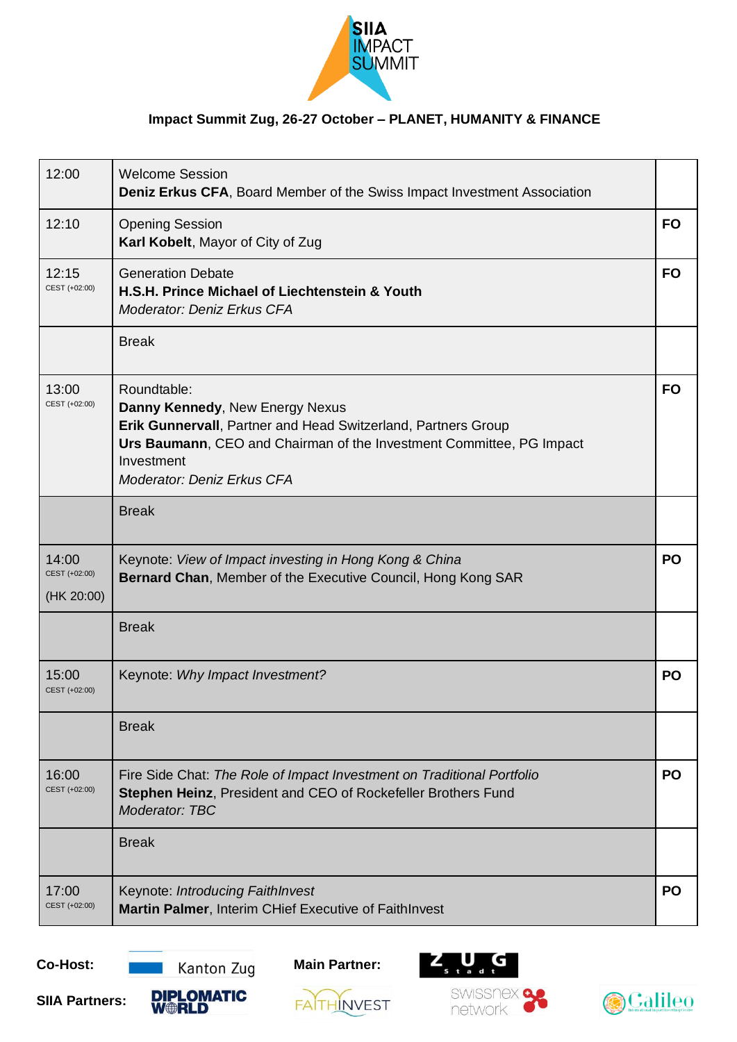SIIA IMPACT SUMMIT

**Impact Summit Zug, 26-27 October – PLANET, HUMANITY & FINANCE**

| Time | Session | |
|---|---|---|
| 12:00 | Welcome Session<br>**Deniz Erkus CFA**, Board Member of the Swiss Impact Investment Association | |
| 12:10 | Opening Session<br>**Karl Kobelt**, Mayor of City of Zug | **FO** |
| 12:15<br>CEST (+02:00) | Generation Debate<br>**H.S.H. Prince Michael of Liechtenstein & Youth**<br>*Moderator: Deniz Erkus CFA* | **FO** |
| | Break | |
| 13:00<br>CEST (+02:00) | Roundtable:<br>**Danny Kennedy**, New Energy Nexus<br>**Erik Gunnervall**, Partner and Head Switzerland, Partners Group<br>**Urs Baumann**, CEO and Chairman of the Investment Committee, PG Impact Investment<br>*Moderator: Deniz Erkus CFA* | **FO** |
| | Break | |
| 14:00<br>CEST (+02:00)<br>(HK 20:00) | Keynote: *View of Impact investing in Hong Kong & China*<br>**Bernard Chan**, Member of the Executive Council, Hong Kong SAR | **PO** |
| | Break | |
| 15:00<br>CEST (+02:00) | Keynote: *Why Impact Investment?* | **PO** |
| | Break | |
| 16:00<br>CEST (+02:00) | Fire Side Chat: *The Role of Impact Investment on Traditional Portfolio*<br>**Stephen Heinz**, President and CEO of Rockefeller Brothers Fund<br>*Moderator: TBC* | **PO** |
| | Break | |
| 17:00<br>CEST (+02:00) | Keynote: *Introducing FaithInvest*<br>**Martin Palmer**, Interim CHief Executive of FaithInvest | **PO** |

**Co-Host:** Kanton Zug **Main Partner:** Zug Stadt

**SIIA Partners:** Diplomatic World, FaithInvest, swissnex network, Galileo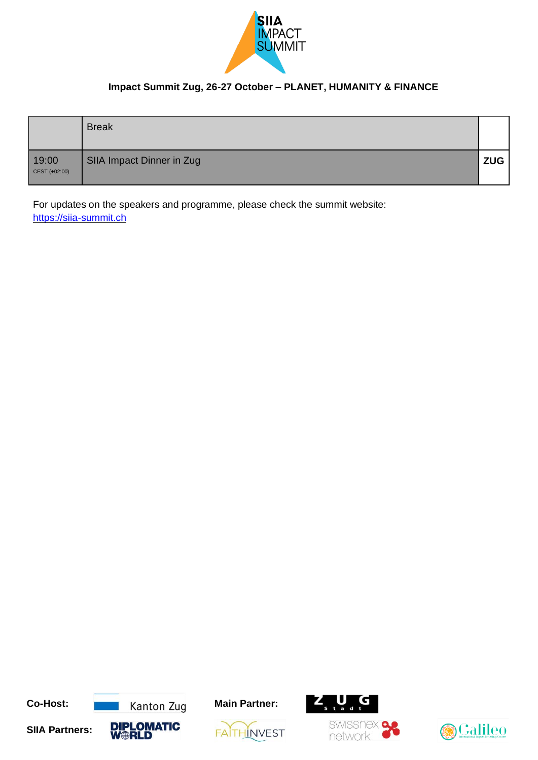**Impact Summit Zug, 26-27 October – PLANET, HUMANITY & FINANCE**

| | | |
|---|---|---|
| | Break | |
| 19:00 CEST (+02:00) | SIIA Impact Dinner in Zug | **ZUG** |

For updates on the speakers and programme, please check the summit website: https://siia-summit.ch

**Co-Host:** Kanton Zug **Main Partner:** Zug Stadt

**SIIA Partners:** Diplomatic World, FaithInvest, swissnex network, Galileo